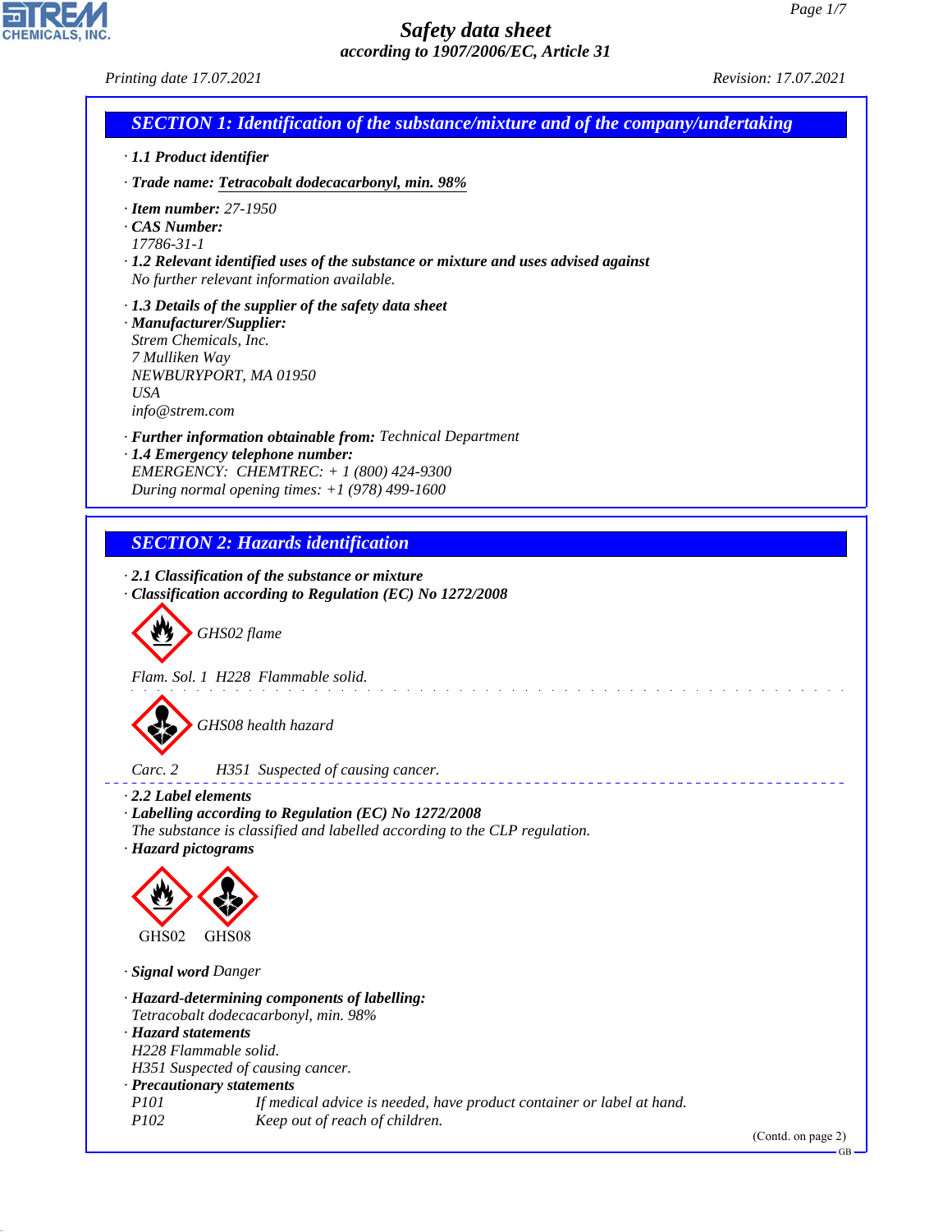# Safety data sheet
*according to 1907/2006/EC, Article 31*

*Printing date 17.07.2021* *Revision: 17.07.2021*

## SECTION 1: Identification of the substance/mixture and of the company/undertaking

· **1.1 Product identifier**

· **Trade name:** **Tetracobalt dodecacarbonyl, min. 98%**

· **Item number:** 27-1950
· **CAS Number:**
17786-31-1
· **1.2 Relevant identified uses of the substance or mixture and uses advised against**
No further relevant information available.

· **1.3 Details of the supplier of the safety data sheet**
· **Manufacturer/Supplier:**
Strem Chemicals, Inc.
7 Mulliken Way
NEWBURYPORT, MA 01950
USA
info@strem.com

· **Further information obtainable from:** Technical Department
· **1.4 Emergency telephone number:**
EMERGENCY: CHEMTREC: + 1 (800) 424-9300
During normal opening times: +1 (978) 499-1600

## SECTION 2: Hazards identification

· **2.1 Classification of the substance or mixture**
· **Classification according to Regulation (EC) No 1272/2008**

GHS02 flame

Flam. Sol. 1 H228 Flammable solid.

GHS08 health hazard

Carc. 2 H351 Suspected of causing cancer.

· **2.2 Label elements**
· **Labelling according to Regulation (EC) No 1272/2008**
The substance is classified and labelled according to the CLP regulation.
· **Hazard pictograms**

GHS02 GHS08

· **Signal word** Danger

· **Hazard-determining components of labelling:**
Tetracobalt dodecacarbonyl, min. 98%
· **Hazard statements**
H228 Flammable solid.
H351 Suspected of causing cancer.
· **Precautionary statements**

| | |
|---|---|
| P101 | If medical advice is needed, have product container or label at hand. |
| P102 | Keep out of reach of children. |

(Contd. on page 2)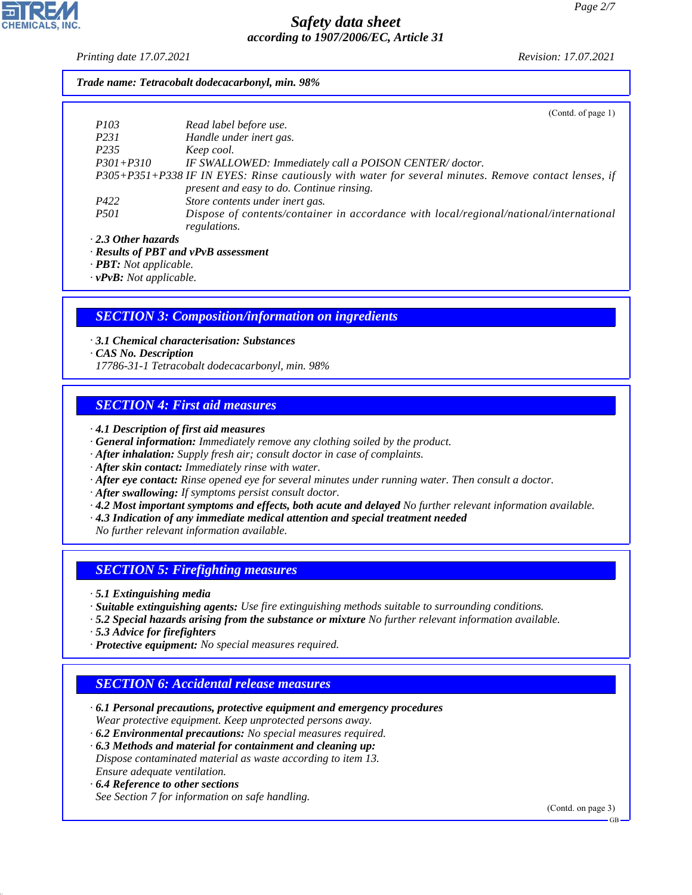Trade name: Tetracobalt dodecacarbonyl, min. 98%

(Contd. of page 1)

| | |
|---|---|
| P103 | Read label before use. |
| P231 | Handle under inert gas. |
| P235 | Keep cool. |
| P301+P310 | IF SWALLOWED: Immediately call a POISON CENTER/ doctor. |
| P305+P351+P338 | IF IN EYES: Rinse cautiously with water for several minutes. Remove contact lenses, if present and easy to do. Continue rinsing. |
| P422 | Store contents under inert gas. |
| P501 | Dispose of contents/container in accordance with local/regional/national/international regulations. |

· **2.3 Other hazards**
· **Results of PBT and vPvB assessment**
· **PBT:** Not applicable.
· **vPvB:** Not applicable.

## SECTION 3: Composition/information on ingredients

· **3.1 Chemical characterisation: Substances**
· **CAS No. Description**
17786-31-1 Tetracobalt dodecacarbonyl, min. 98%

## SECTION 4: First aid measures

· **4.1 Description of first aid measures**
· **General information:** Immediately remove any clothing soiled by the product.
· **After inhalation:** Supply fresh air; consult doctor in case of complaints.
· **After skin contact:** Immediately rinse with water.
· **After eye contact:** Rinse opened eye for several minutes under running water. Then consult a doctor.
· **After swallowing:** If symptoms persist consult doctor.
· **4.2 Most important symptoms and effects, both acute and delayed** No further relevant information available.
· **4.3 Indication of any immediate medical attention and special treatment needed**
No further relevant information available.

## SECTION 5: Firefighting measures

· **5.1 Extinguishing media**
· **Suitable extinguishing agents:** Use fire extinguishing methods suitable to surrounding conditions.
· **5.2 Special hazards arising from the substance or mixture** No further relevant information available.
· **5.3 Advice for firefighters**
· **Protective equipment:** No special measures required.

## SECTION 6: Accidental release measures

· **6.1 Personal precautions, protective equipment and emergency procedures**
Wear protective equipment. Keep unprotected persons away.
· **6.2 Environmental precautions:** No special measures required.
· **6.3 Methods and material for containment and cleaning up:**
Dispose contaminated material as waste according to item 13.
Ensure adequate ventilation.
· **6.4 Reference to other sections**
See Section 7 for information on safe handling.

(Contd. on page 3)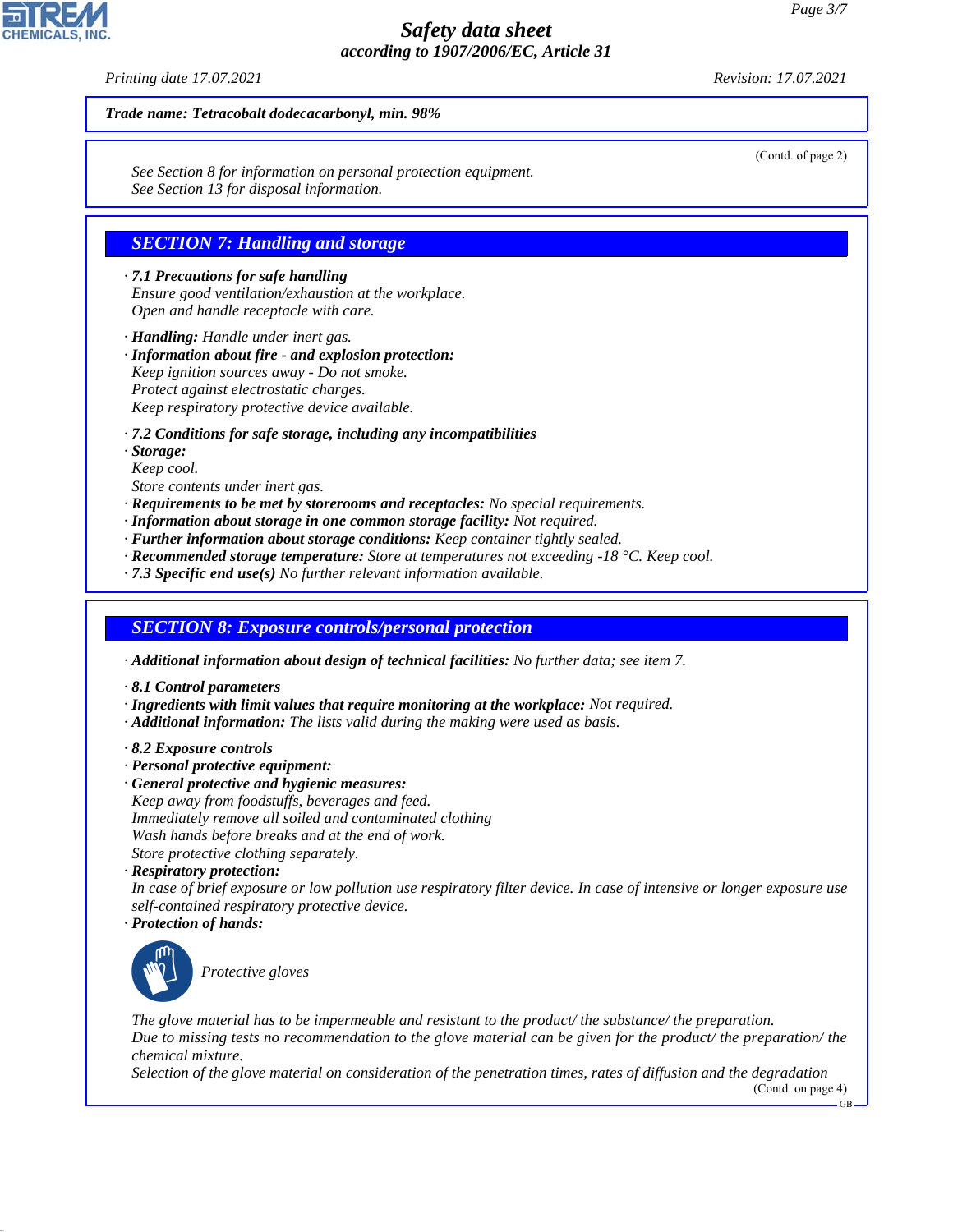**Trade name: Tetracobalt dodecacarbonyl, min. 98%**

(Contd. of page 2)

See Section 8 for information on personal protection equipment.
See Section 13 for disposal information.

## SECTION 7: Handling and storage

· **7.1 Precautions for safe handling**
Ensure good ventilation/exhaustion at the workplace.
Open and handle receptacle with care.

· **Handling:** Handle under inert gas.
· **Information about fire - and explosion protection:**
Keep ignition sources away - Do not smoke.
Protect against electrostatic charges.
Keep respiratory protective device available.

· **7.2 Conditions for safe storage, including any incompatibilities**
· **Storage:**
Keep cool.
Store contents under inert gas.
· **Requirements to be met by storerooms and receptacles:** No special requirements.
· **Information about storage in one common storage facility:** Not required.
· **Further information about storage conditions:** Keep container tightly sealed.
· **Recommended storage temperature:** Store at temperatures not exceeding -18 °C. Keep cool.
· **7.3 Specific end use(s)** No further relevant information available.

## SECTION 8: Exposure controls/personal protection

· **Additional information about design of technical facilities:** No further data; see item 7.

· **8.1 Control parameters**
· **Ingredients with limit values that require monitoring at the workplace:** Not required.
· **Additional information:** The lists valid during the making were used as basis.

· **8.2 Exposure controls**
· **Personal protective equipment:**
· **General protective and hygienic measures:**
Keep away from foodstuffs, beverages and feed.
Immediately remove all soiled and contaminated clothing
Wash hands before breaks and at the end of work.
Store protective clothing separately.
· **Respiratory protection:**
In case of brief exposure or low pollution use respiratory filter device. In case of intensive or longer exposure use self-contained respiratory protective device.
· **Protection of hands:**

Protective gloves

The glove material has to be impermeable and resistant to the product/ the substance/ the preparation.
Due to missing tests no recommendation to the glove material can be given for the product/ the preparation/ the chemical mixture.
Selection of the glove material on consideration of the penetration times, rates of diffusion and the degradation

(Contd. on page 4)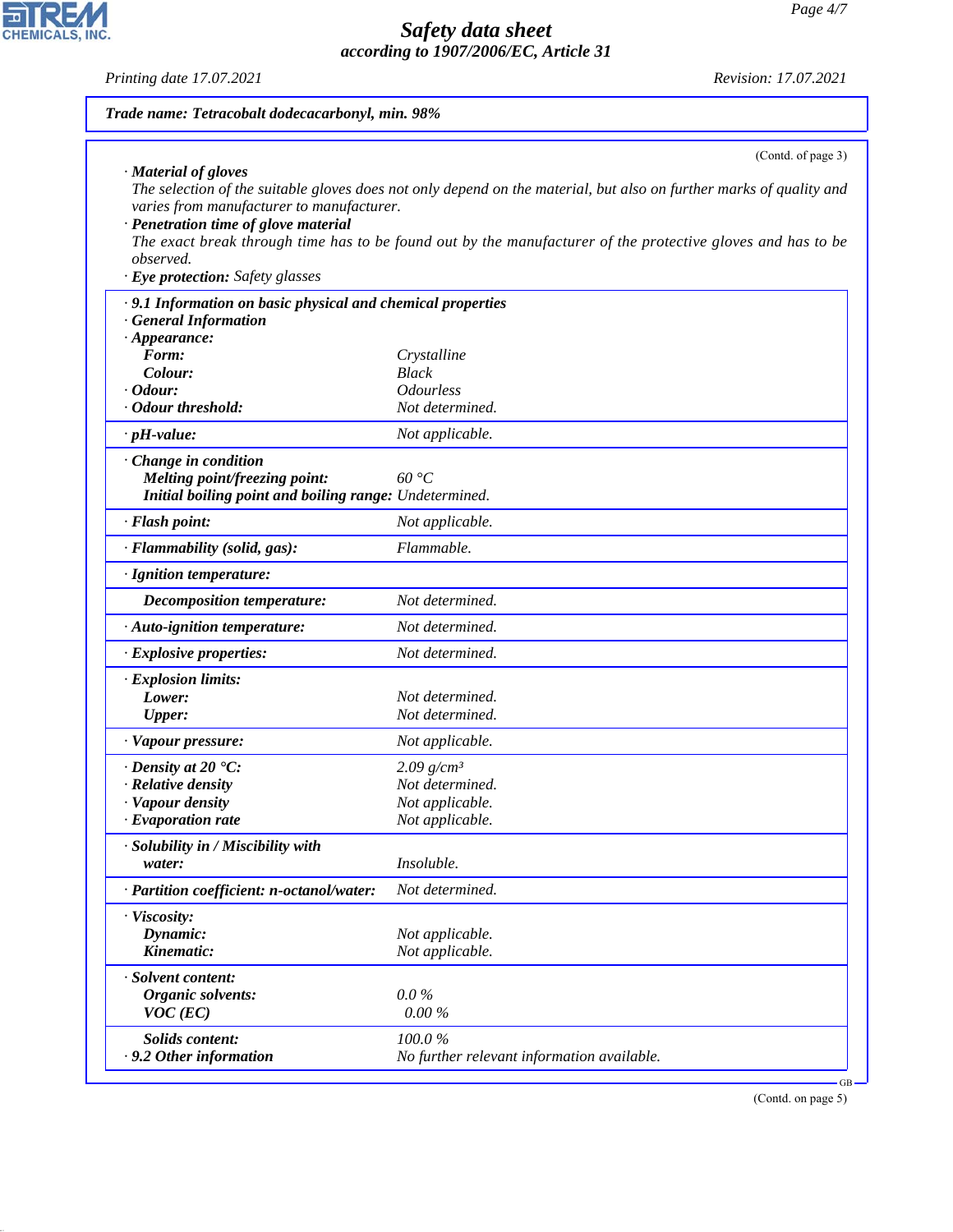**Trade name: Tetracobalt dodecacarbonyl, min. 98%**

(Contd. of page 3)

· **Material of gloves**
The selection of the suitable gloves does not only depend on the material, but also on further marks of quality and varies from manufacturer to manufacturer.

· **Penetration time of glove material**
The exact break through time has to be found out by the manufacturer of the protective gloves and has to be observed.

· **Eye protection:** Safety glasses

· **9.1 Information on basic physical and chemical properties**

· **General Information**

| Property | Value |
|---|---|
| · **Appearance:** | |
| **Form:** | Crystalline |
| **Colour:** | Black |
| · **Odour:** | Odourless |
| · **Odour threshold:** | Not determined. |
| · **pH-value:** | Not applicable. |
| · **Change in condition** | |
| **Melting point/freezing point:** | 60 °C |
| **Initial boiling point and boiling range:** | Undetermined. |
| · **Flash point:** | Not applicable. |
| · **Flammability (solid, gas):** | Flammable. |
| · **Ignition temperature:** | |
| **Decomposition temperature:** | Not determined. |
| · **Auto-ignition temperature:** | Not determined. |
| · **Explosive properties:** | Not determined. |
| · **Explosion limits:** | |
| **Lower:** | Not determined. |
| **Upper:** | Not determined. |
| · **Vapour pressure:** | Not applicable. |
| · **Density at 20 °C:** | 2.09 g/cm³ |
| · **Relative density** | Not determined. |
| · **Vapour density** | Not applicable. |
| · **Evaporation rate** | Not applicable. |
| · **Solubility in / Miscibility with** | |
| **water:** | Insoluble. |
| · **Partition coefficient: n-octanol/water:** | Not determined. |
| · **Viscosity:** | |
| **Dynamic:** | Not applicable. |
| **Kinematic:** | Not applicable. |
| · **Solvent content:** | |
| **Organic solvents:** | 0.0 % |
| **VOC (EC)** | 0.00 % |
| **Solids content:** | 100.0 % |
| · **9.2 Other information** | No further relevant information available. |

(Contd. on page 5)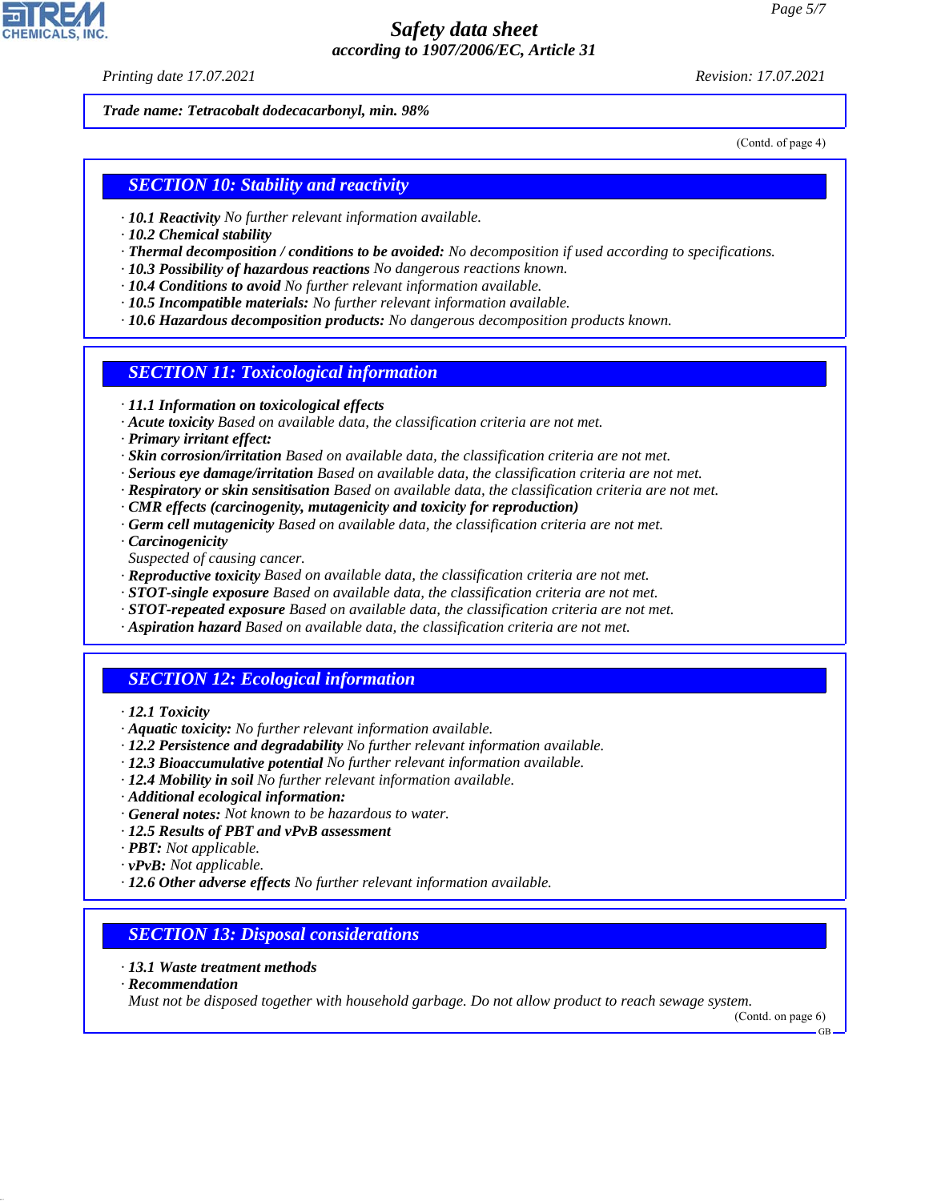*Trade name: Tetracobalt dodecacarbonyl, min. 98%*

(Contd. of page 4)

## SECTION 10: Stability and reactivity

- · ***10.1 Reactivity*** *No further relevant information available.*
- · ***10.2 Chemical stability***
- · ***Thermal decomposition / conditions to be avoided:*** *No decomposition if used according to specifications.*
- · ***10.3 Possibility of hazardous reactions*** *No dangerous reactions known.*
- · ***10.4 Conditions to avoid*** *No further relevant information available.*
- · ***10.5 Incompatible materials:*** *No further relevant information available.*
- · ***10.6 Hazardous decomposition products:*** *No dangerous decomposition products known.*

## SECTION 11: Toxicological information

- · ***11.1 Information on toxicological effects***
- · ***Acute toxicity*** *Based on available data, the classification criteria are not met.*
- · ***Primary irritant effect:***
- · ***Skin corrosion/irritation*** *Based on available data, the classification criteria are not met.*
- · ***Serious eye damage/irritation*** *Based on available data, the classification criteria are not met.*
- · ***Respiratory or skin sensitisation*** *Based on available data, the classification criteria are not met.*
- · ***CMR effects (carcinogenity, mutagenicity and toxicity for reproduction)***
- · ***Germ cell mutagenicity*** *Based on available data, the classification criteria are not met.*
- · ***Carcinogenicity***
  *Suspected of causing cancer.*
- · ***Reproductive toxicity*** *Based on available data, the classification criteria are not met.*
- · ***STOT-single exposure*** *Based on available data, the classification criteria are not met.*
- · ***STOT-repeated exposure*** *Based on available data, the classification criteria are not met.*
- · ***Aspiration hazard*** *Based on available data, the classification criteria are not met.*

## SECTION 12: Ecological information

- · ***12.1 Toxicity***
- · ***Aquatic toxicity:*** *No further relevant information available.*
- · ***12.2 Persistence and degradability*** *No further relevant information available.*
- · ***12.3 Bioaccumulative potential*** *No further relevant information available.*
- · ***12.4 Mobility in soil*** *No further relevant information available.*
- · ***Additional ecological information:***
- · ***General notes:*** *Not known to be hazardous to water.*
- · ***12.5 Results of PBT and vPvB assessment***
- · ***PBT:*** *Not applicable.*
- · ***vPvB:*** *Not applicable.*
- · ***12.6 Other adverse effects*** *No further relevant information available.*

## SECTION 13: Disposal considerations

- · ***13.1 Waste treatment methods***
- · ***Recommendation***
  *Must not be disposed together with household garbage. Do not allow product to reach sewage system.*

(Contd. on page 6)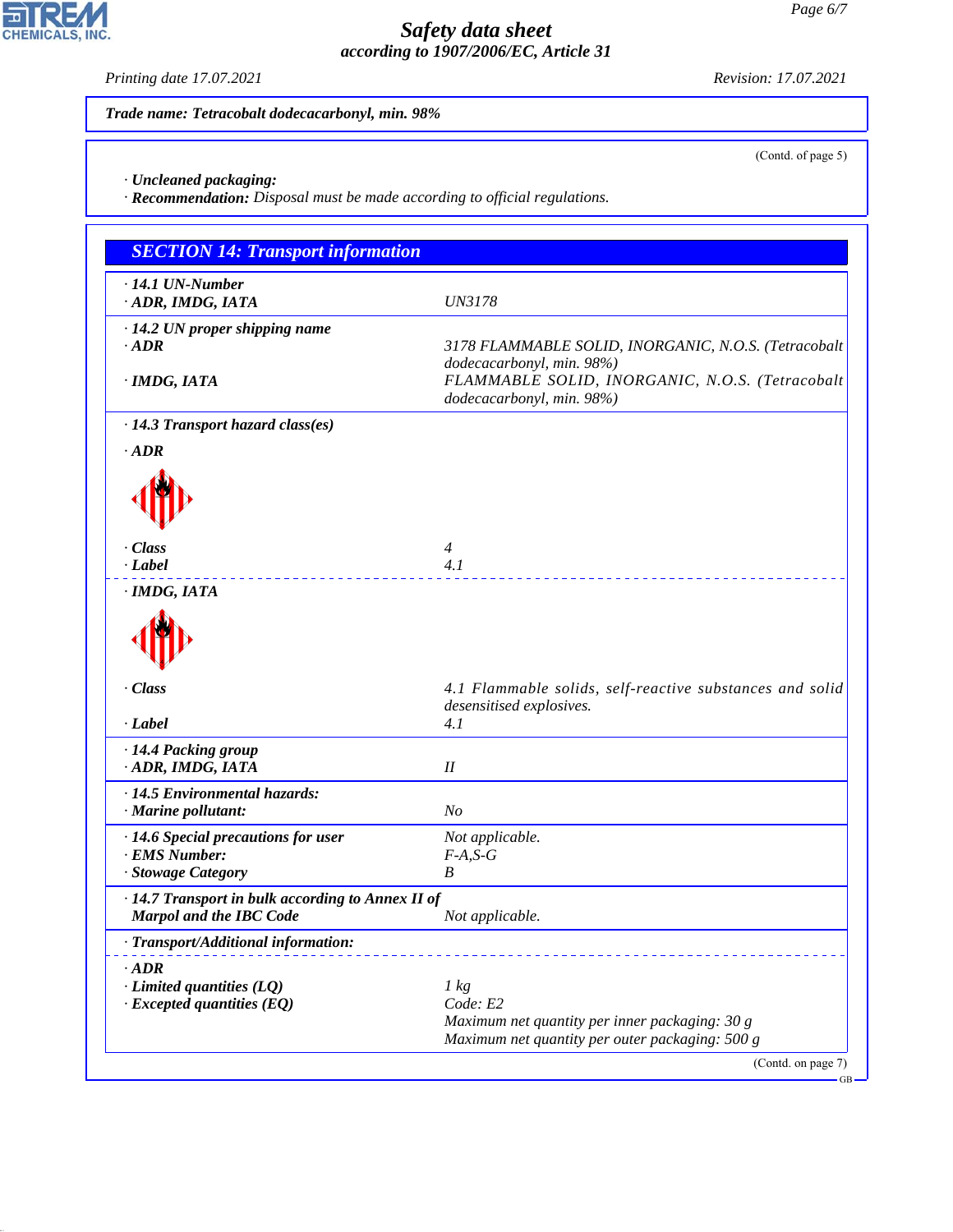**Trade name: Tetracobalt dodecacarbonyl, min. 98%**

(Contd. of page 5)

· **Uncleaned packaging:**
· **Recommendation:** Disposal must be made according to official regulations.

## SECTION 14: Transport information

| | |
|---|---|
| · **14.1 UN-Number** | |
| · **ADR, IMDG, IATA** | UN3178 |
| · **14.2 UN proper shipping name** | |
| · **ADR** | 3178 FLAMMABLE SOLID, INORGANIC, N.O.S. (Tetracobalt dodecacarbonyl, min. 98%) |
| · **IMDG, IATA** | FLAMMABLE SOLID, INORGANIC, N.O.S. (Tetracobalt dodecacarbonyl, min. 98%) |
| · **14.3 Transport hazard class(es)** | |
| · **ADR** | |
| · **Class** | 4 |
| · **Label** | 4.1 |
| · **IMDG, IATA** | |
| · **Class** | 4.1 Flammable solids, self-reactive substances and solid desensitised explosives. |
| · **Label** | 4.1 |
| · **14.4 Packing group** | |
| · **ADR, IMDG, IATA** | II |
| · **14.5 Environmental hazards:** | |
| · **Marine pollutant:** | No |
| · **14.6 Special precautions for user** | Not applicable. |
| · **EMS Number:** | F-A,S-G |
| · **Stowage Category** | B |
| · **14.7 Transport in bulk according to Annex II of Marpol and the IBC Code** | Not applicable. |
| · **Transport/Additional information:** | |
| · **ADR** | |
| · **Limited quantities (LQ)** | 1 kg |
| · **Excepted quantities (EQ)** | Code: E2<br>Maximum net quantity per inner packaging: 30 g<br>Maximum net quantity per outer packaging: 500 g |

(Contd. on page 7)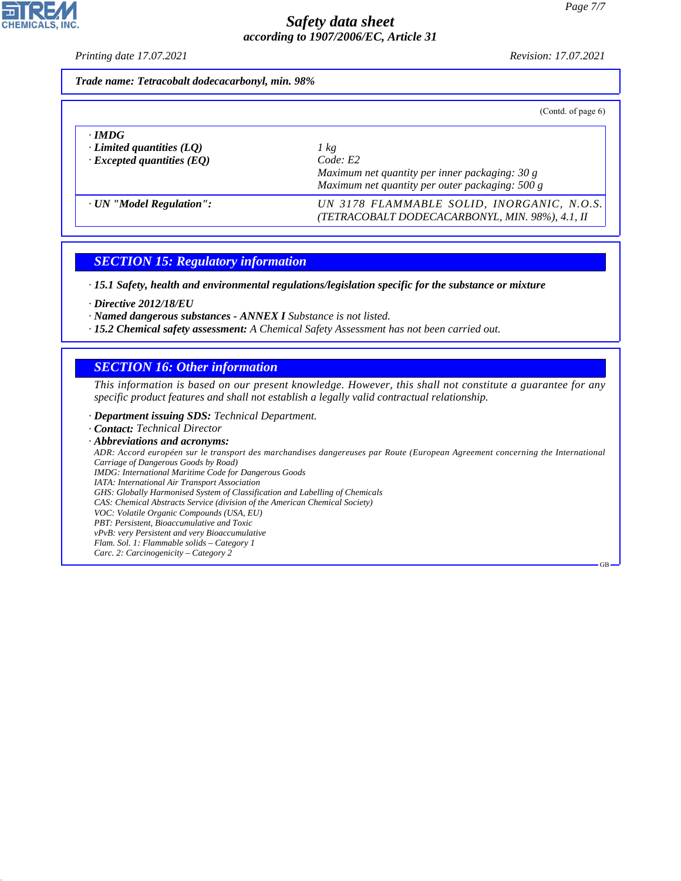**Trade name: Tetracobalt dodecacarbonyl, min. 98%**

(Contd. of page 6)

| | |
|---|---|
| · **IMDG** | |
| · **Limited quantities (LQ)** | 1 kg |
| · **Excepted quantities (EQ)** | Code: E2<br>Maximum net quantity per inner packaging: 30 g<br>Maximum net quantity per outer packaging: 500 g |
| · **UN "Model Regulation":** | UN 3178 FLAMMABLE SOLID, INORGANIC, N.O.S. (TETRACOBALT DODECACARBONYL, MIN. 98%), 4.1, II |

## SECTION 15: Regulatory information

· **15.1 Safety, health and environmental regulations/legislation specific for the substance or mixture**

· **Directive 2012/18/EU**
· **Named dangerous substances - ANNEX I** Substance is not listed.
· **15.2 Chemical safety assessment:** A Chemical Safety Assessment has not been carried out.

## SECTION 16: Other information

This information is based on our present knowledge. However, this shall not constitute a guarantee for any specific product features and shall not establish a legally valid contractual relationship.

· **Department issuing SDS:** Technical Department.
· **Contact:** Technical Director
· **Abbreviations and acronyms:**
ADR: Accord européen sur le transport des marchandises dangereuses par Route (European Agreement concerning the International Carriage of Dangerous Goods by Road)
IMDG: International Maritime Code for Dangerous Goods
IATA: International Air Transport Association
GHS: Globally Harmonised System of Classification and Labelling of Chemicals
CAS: Chemical Abstracts Service (division of the American Chemical Society)
VOC: Volatile Organic Compounds (USA, EU)
PBT: Persistent, Bioaccumulative and Toxic
vPvB: very Persistent and very Bioaccumulative
Flam. Sol. 1: Flammable solids – Category 1
Carc. 2: Carcinogenicity – Category 2